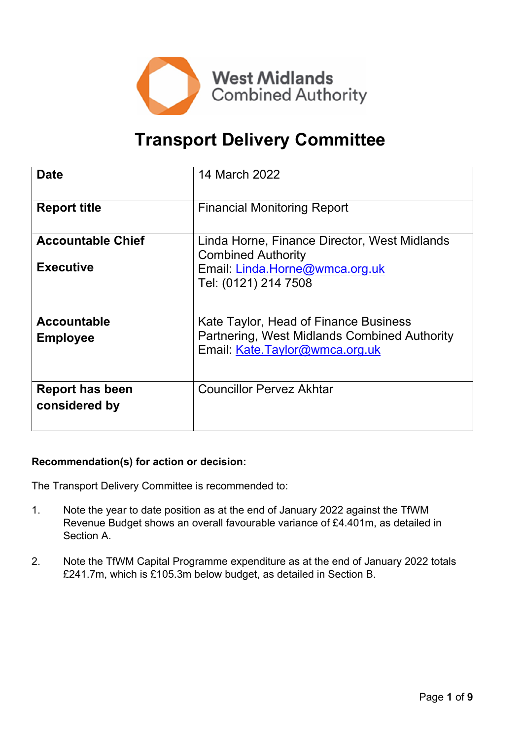West Midlands Combined Authority

# Transport Delivery Committee

| | |
|---|---|
| **Date** | 14 March 2022 |
| **Report title** | Financial Monitoring Report |
| **Accountable Chief Executive** | Linda Horne, Finance Director, West Midlands Combined Authority<br>Email: Linda.Horne@wmca.org.uk<br>Tel: (0121) 214 7508 |
| **Accountable Employee** | Kate Taylor, Head of Finance Business Partnering, West Midlands Combined Authority<br>Email: Kate.Taylor@wmca.org.uk |
| **Report has been considered by** | Councillor Pervez Akhtar |

**Recommendation(s) for action or decision:**

The Transport Delivery Committee is recommended to:

1. Note the year to date position as at the end of January 2022 against the TfWM Revenue Budget shows an overall favourable variance of £4.401m, as detailed in Section A.

2. Note the TfWM Capital Programme expenditure as at the end of January 2022 totals £241.7m, which is £105.3m below budget, as detailed in Section B.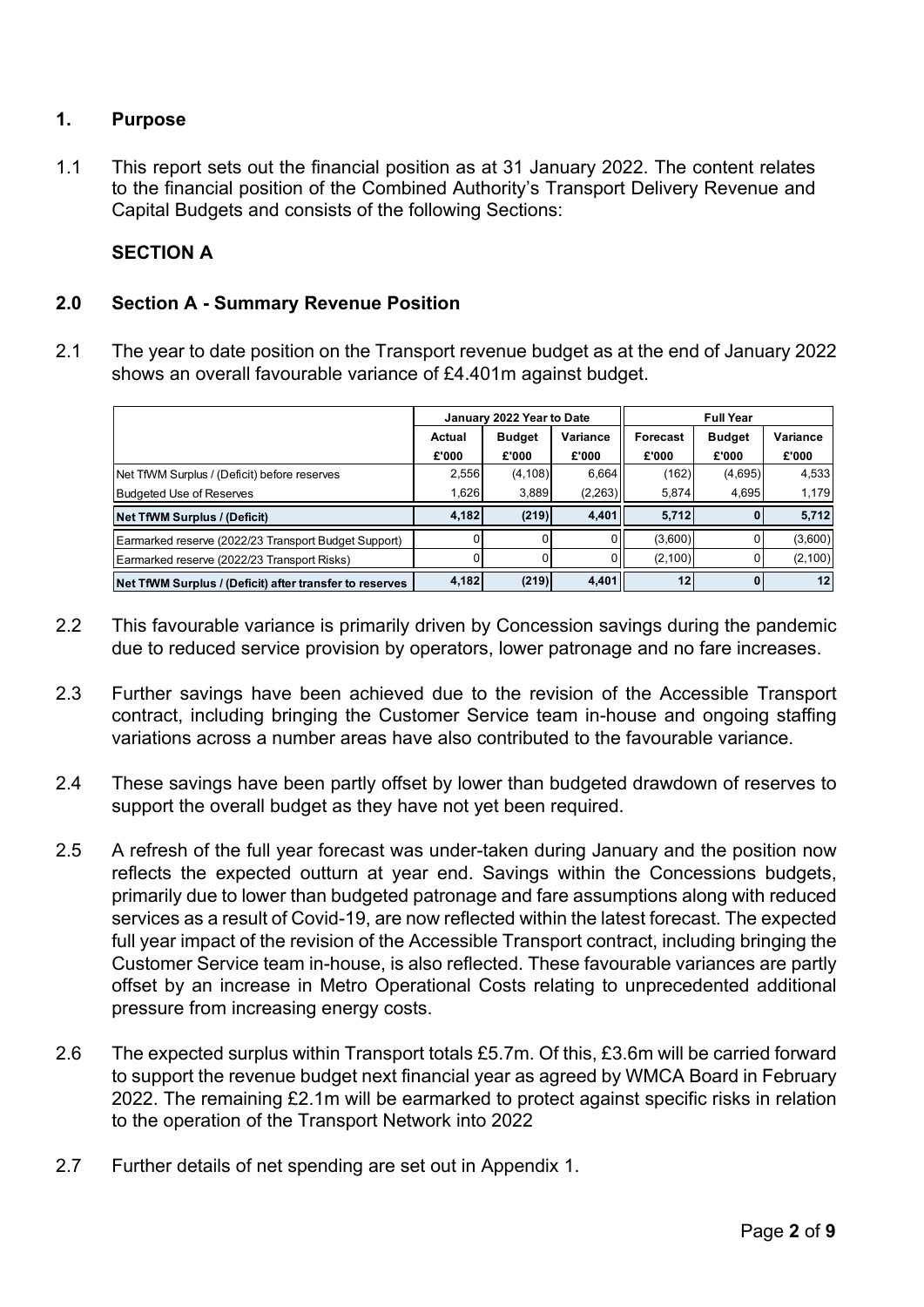## 1. Purpose

1.1 This report sets out the financial position as at 31 January 2022. The content relates to the financial position of the Combined Authority's Transport Delivery Revenue and Capital Budgets and consists of the following Sections:

**SECTION A**

## 2.0 Section A - Summary Revenue Position

2.1 The year to date position on the Transport revenue budget as at the end of January 2022 shows an overall favourable variance of £4.401m against budget.

| | January 2022 Year to Date | | | Full Year | | |
|---|---|---|---|---|---|---|
| | Actual £'000 | Budget £'000 | Variance £'000 | Forecast £'000 | Budget £'000 | Variance £'000 |
| Net TfWM Surplus / (Deficit) before reserves | 2,556 | (4,108) | 6,664 | (162) | (4,695) | 4,533 |
| Budgeted Use of Reserves | 1,626 | 3,889 | (2,263) | 5,874 | 4,695 | 1,179 |
| **Net TfWM Surplus / (Deficit)** | **4,182** | **(219)** | **4,401** | **5,712** | **0** | **5,712** |
| Earmarked reserve (2022/23 Transport Budget Support) | 0 | 0 | 0 | (3,600) | 0 | (3,600) |
| Earmarked reserve (2022/23 Transport Risks) | 0 | 0 | 0 | (2,100) | 0 | (2,100) |
| **Net TfWM Surplus / (Deficit) after transfer to reserves** | **4,182** | **(219)** | **4,401** | **12** | **0** | **12** |

2.2 This favourable variance is primarily driven by Concession savings during the pandemic due to reduced service provision by operators, lower patronage and no fare increases.

2.3 Further savings have been achieved due to the revision of the Accessible Transport contract, including bringing the Customer Service team in-house and ongoing staffing variations across a number areas have also contributed to the favourable variance.

2.4 These savings have been partly offset by lower than budgeted drawdown of reserves to support the overall budget as they have not yet been required.

2.5 A refresh of the full year forecast was under-taken during January and the position now reflects the expected outturn at year end. Savings within the Concessions budgets, primarily due to lower than budgeted patronage and fare assumptions along with reduced services as a result of Covid-19, are now reflected within the latest forecast. The expected full year impact of the revision of the Accessible Transport contract, including bringing the Customer Service team in-house, is also reflected. These favourable variances are partly offset by an increase in Metro Operational Costs relating to unprecedented additional pressure from increasing energy costs.

2.6 The expected surplus within Transport totals £5.7m. Of this, £3.6m will be carried forward to support the revenue budget next financial year as agreed by WMCA Board in February 2022. The remaining £2.1m will be earmarked to protect against specific risks in relation to the operation of the Transport Network into 2022

2.7 Further details of net spending are set out in Appendix 1.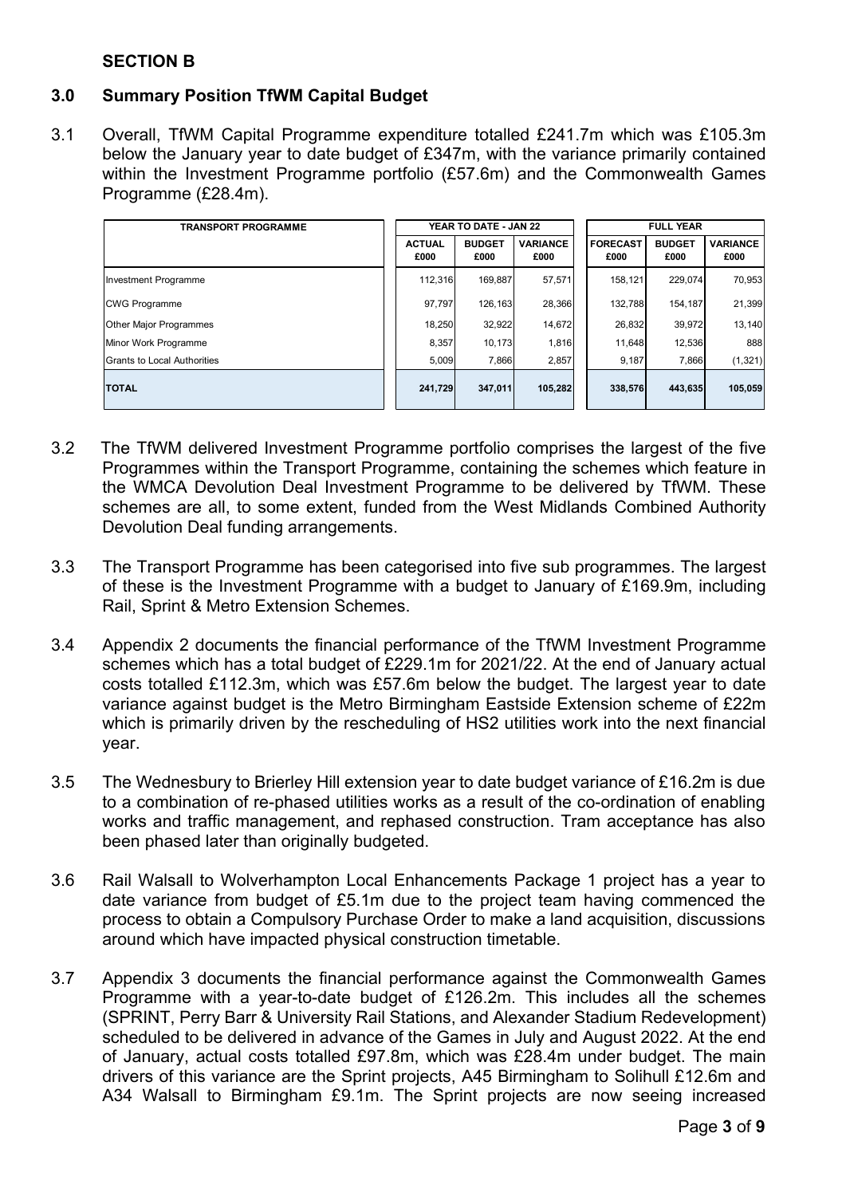## SECTION B

### 3.0 Summary Position TfWM Capital Budget

3.1 Overall, TfWM Capital Programme expenditure totalled £241.7m which was £105.3m below the January year to date budget of £347m, with the variance primarily contained within the Investment Programme portfolio (£57.6m) and the Commonwealth Games Programme (£28.4m).

| TRANSPORT PROGRAMME | YEAR TO DATE - JAN 22 | | | FULL YEAR | | |
|---|---|---|---|---|---|---|
| | ACTUAL £000 | BUDGET £000 | VARIANCE £000 | FORECAST £000 | BUDGET £000 | VARIANCE £000 |
| Investment Programme | 112,316 | 169,887 | 57,571 | 158,121 | 229,074 | 70,953 |
| CWG Programme | 97,797 | 126,163 | 28,366 | 132,788 | 154,187 | 21,399 |
| Other Major Programmes | 18,250 | 32,922 | 14,672 | 26,832 | 39,972 | 13,140 |
| Minor Work Programme | 8,357 | 10,173 | 1,816 | 11,648 | 12,536 | 888 |
| Grants to Local Authorities | 5,009 | 7,866 | 2,857 | 9,187 | 7,866 | (1,321) |
| **TOTAL** | **241,729** | **347,011** | **105,282** | **338,576** | **443,635** | **105,059** |

3.2 The TfWM delivered Investment Programme portfolio comprises the largest of the five Programmes within the Transport Programme, containing the schemes which feature in the WMCA Devolution Deal Investment Programme to be delivered by TfWM. These schemes are all, to some extent, funded from the West Midlands Combined Authority Devolution Deal funding arrangements.

3.3 The Transport Programme has been categorised into five sub programmes. The largest of these is the Investment Programme with a budget to January of £169.9m, including Rail, Sprint & Metro Extension Schemes.

3.4 Appendix 2 documents the financial performance of the TfWM Investment Programme schemes which has a total budget of £229.1m for 2021/22. At the end of January actual costs totalled £112.3m, which was £57.6m below the budget. The largest year to date variance against budget is the Metro Birmingham Eastside Extension scheme of £22m which is primarily driven by the rescheduling of HS2 utilities work into the next financial year.

3.5 The Wednesbury to Brierley Hill extension year to date budget variance of £16.2m is due to a combination of re-phased utilities works as a result of the co-ordination of enabling works and traffic management, and rephased construction. Tram acceptance has also been phased later than originally budgeted.

3.6 Rail Walsall to Wolverhampton Local Enhancements Package 1 project has a year to date variance from budget of £5.1m due to the project team having commenced the process to obtain a Compulsory Purchase Order to make a land acquisition, discussions around which have impacted physical construction timetable.

3.7 Appendix 3 documents the financial performance against the Commonwealth Games Programme with a year-to-date budget of £126.2m. This includes all the schemes (SPRINT, Perry Barr & University Rail Stations, and Alexander Stadium Redevelopment) scheduled to be delivered in advance of the Games in July and August 2022. At the end of January, actual costs totalled £97.8m, which was £28.4m under budget. The main drivers of this variance are the Sprint projects, A45 Birmingham to Solihull £12.6m and A34 Walsall to Birmingham £9.1m. The Sprint projects are now seeing increased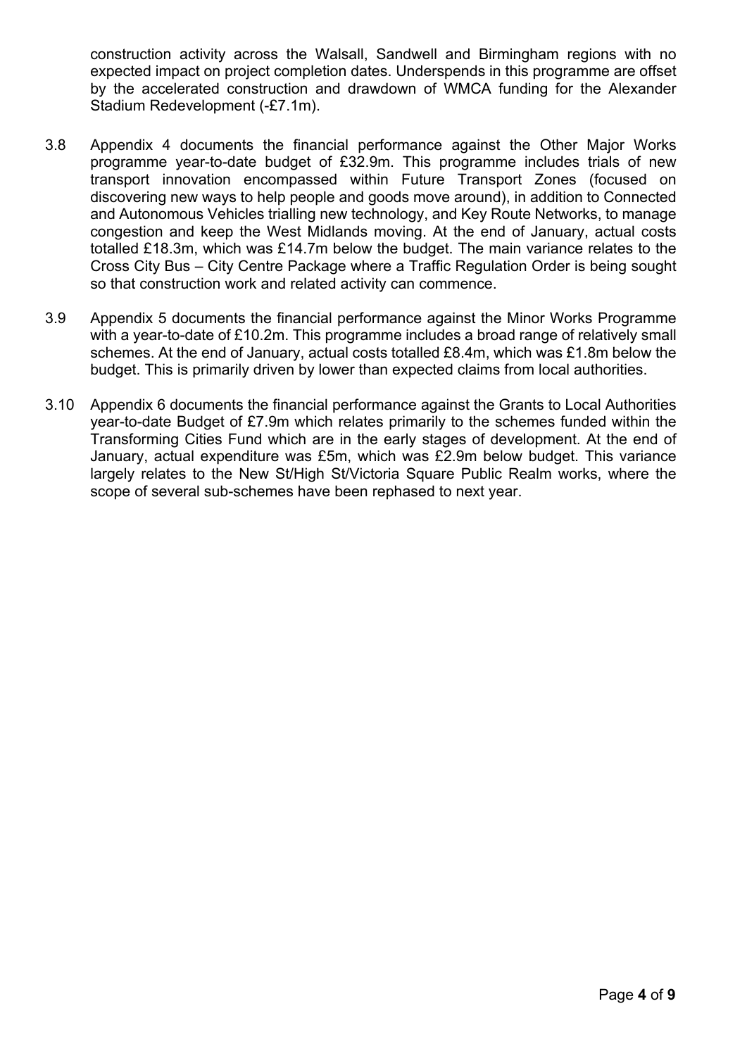construction activity across the Walsall, Sandwell and Birmingham regions with no expected impact on project completion dates. Underspends in this programme are offset by the accelerated construction and drawdown of WMCA funding for the Alexander Stadium Redevelopment (-£7.1m).

3.8 Appendix 4 documents the financial performance against the Other Major Works programme year-to-date budget of £32.9m. This programme includes trials of new transport innovation encompassed within Future Transport Zones (focused on discovering new ways to help people and goods move around), in addition to Connected and Autonomous Vehicles trialling new technology, and Key Route Networks, to manage congestion and keep the West Midlands moving. At the end of January, actual costs totalled £18.3m, which was £14.7m below the budget. The main variance relates to the Cross City Bus – City Centre Package where a Traffic Regulation Order is being sought so that construction work and related activity can commence.

3.9 Appendix 5 documents the financial performance against the Minor Works Programme with a year-to-date of £10.2m. This programme includes a broad range of relatively small schemes. At the end of January, actual costs totalled £8.4m, which was £1.8m below the budget. This is primarily driven by lower than expected claims from local authorities.

3.10 Appendix 6 documents the financial performance against the Grants to Local Authorities year-to-date Budget of £7.9m which relates primarily to the schemes funded within the Transforming Cities Fund which are in the early stages of development. At the end of January, actual expenditure was £5m, which was £2.9m below budget. This variance largely relates to the New St/High St/Victoria Square Public Realm works, where the scope of several sub-schemes have been rephased to next year.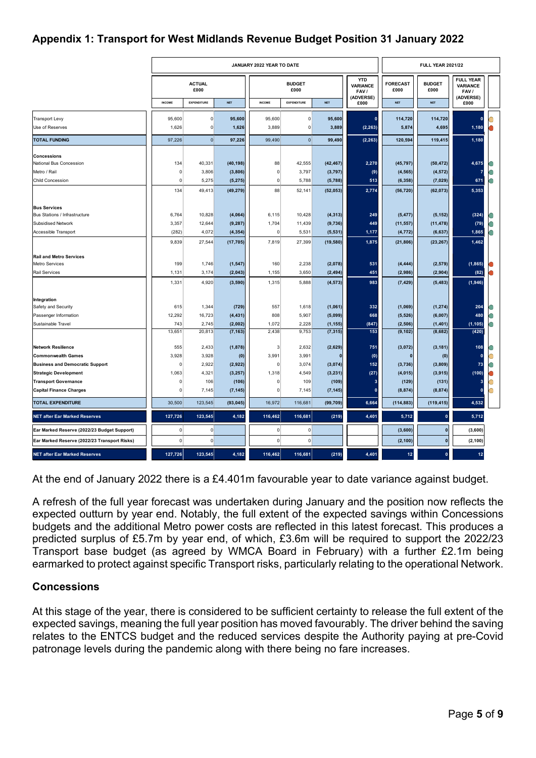## Appendix 1: Transport for West Midlands Revenue Budget Position 31 January 2022

| | JANUARY 2022 YEAR TO DATE | | | | | | | FULL YEAR 2021/22 | | |
|---|---|---|---|---|---|---|---|---|---|---|
| | ACTUAL £000 | | | BUDGET £000 | | | YTD VARIANCE FAV / (ADVERSE) £000 | FORECAST £000 | BUDGET £000 | FULL YEAR VARIANCE FAV / (ADVERSE) £000 |
| | INCOME | EXPENDITURE | NET | INCOME | EXPENDITURE | NET | | NET | NET | |
| Transport Levy | 95,600 | 0 | 95,600 | 95,600 | 0 | 95,600 | 0 | 114,720 | 114,720 | 0 |
| Use of Reserves | 1,626 | 0 | 1,626 | 3,889 | 0 | 3,889 | (2,263) | 5,874 | 4,695 | 1,180 |
| **TOTAL FUNDING** | 97,226 | 0 | 97,226 | 99,490 | 0 | 99,490 | (2,263) | 120,594 | 119,415 | 1,180 |
| **Concessions** | | | | | | | | | | |
| National Bus Concession | 134 | 40,331 | (40,198) | 88 | 42,555 | (42,467) | 2,270 | (45,797) | (50,472) | 4,675 |
| Metro / Rail | 0 | 3,806 | (3,806) | 0 | 3,797 | (3,797) | (9) | (4,565) | (4,572) | 7 |
| Child Concession | 0 | 5,275 | (5,275) | 0 | 5,788 | (5,788) | 513 | (6,358) | (7,029) | 671 |
| | 134 | 49,413 | (49,279) | 88 | 52,141 | (52,053) | 2,774 | (56,720) | (62,073) | 5,353 |
| **Bus Services** | | | | | | | | | | |
| Bus Stations / Infrastructure | 6,764 | 10,828 | (4,064) | 6,115 | 10,428 | (4,313) | 249 | (5,477) | (5,152) | (324) |
| Subsidised Network | 3,357 | 12,644 | (9,287) | 1,704 | 11,439 | (9,736) | 449 | (11,557) | (11,478) | (79) |
| Accessible Transport | (282) | 4,072 | (4,354) | 0 | 5,531 | (5,531) | 1,177 | (4,772) | (6,637) | 1,865 |
| | 9,839 | 27,544 | (17,705) | 7,819 | 27,399 | (19,580) | 1,875 | (21,806) | (23,267) | 1,462 |
| **Rail and Metro Services** | | | | | | | | | | |
| Metro Services | 199 | 1,746 | (1,547) | 160 | 2,238 | (2,078) | 531 | (4,444) | (2,579) | (1,865) |
| Rail Services | 1,131 | 3,174 | (2,043) | 1,155 | 3,650 | (2,494) | 451 | (2,986) | (2,904) | (82) |
| | 1,331 | 4,920 | (3,590) | 1,315 | 5,888 | (4,573) | 983 | (7,429) | (5,483) | (1,946) |
| **Integration** | | | | | | | | | | |
| Safety and Security | 615 | 1,344 | (729) | 557 | 1,618 | (1,061) | 332 | (1,069) | (1,274) | 204 |
| Passenger Information | 12,292 | 16,723 | (4,431) | 808 | 5,907 | (5,099) | 668 | (5,526) | (6,007) | 480 |
| Sustainable Travel | 743 | 2,745 | (2,002) | 1,072 | 2,228 | (1,155) | (847) | (2,506) | (1,401) | (1,105) |
| | 13,651 | 20,813 | (7,163) | 2,438 | 9,753 | (7,315) | 153 | (9,102) | (8,682) | (420) |
| **Network Resilience** | 555 | 2,433 | (1,878) | 3 | 2,632 | (2,629) | 751 | (3,072) | (3,181) | 108 |
| **Commonwealth Games** | 3,928 | 3,928 | (0) | 3,991 | 3,991 | 0 | (0) | 0 | (0) | 0 |
| **Business and Democratic Support** | 0 | 2,922 | (2,922) | 0 | 3,074 | (3,074) | 152 | (3,736) | (3,809) | 73 |
| **Strategic Development** | 1,063 | 4,321 | (3,257) | 1,318 | 4,549 | (3,231) | (27) | (4,015) | (3,915) | (100) |
| **Transport Governance** | 0 | 106 | (106) | 0 | 109 | (109) | 3 | (129) | (131) | 3 |
| **Capital Finance Charges** | 0 | 7,145 | (7,145) | 0 | 7,145 | (7,145) | 0 | (8,874) | (8,874) | 0 |
| **TOTAL EXPENDITURE** | 30,500 | 123,545 | (93,045) | 16,972 | 116,681 | (99,709) | 6,664 | (114,883) | (119,415) | 4,532 |
| **NET after Ear Marked Reserves** | 127,726 | 123,545 | 4,182 | 116,462 | 116,681 | (219) | 4,401 | 5,712 | 0 | 5,712 |
| **Ear Marked Reserve (2022/23 Budget Support)** | 0 | 0 | | 0 | 0 | | | (3,600) | 0 | (3,600) |
| **Ear Marked Reserve (2022/23 Transport Risks)** | 0 | 0 | | 0 | 0 | | | (2,100) | 0 | (2,100) |
| **NET after Ear Marked Reserves** | 127,726 | 123,545 | 4,182 | 116,462 | 116,681 | (219) | 4,401 | 12 | 0 | 12 |

At the end of January 2022 there is a £4.401m favourable year to date variance against budget.

A refresh of the full year forecast was undertaken during January and the position now reflects the expected outturn by year end. Notably, the full extent of the expected savings within Concessions budgets and the additional Metro power costs are reflected in this latest forecast. This produces a predicted surplus of £5.7m by year end, of which, £3.6m will be required to support the 2022/23 Transport base budget (as agreed by WMCA Board in February) with a further £2.1m being earmarked to protect against specific Transport risks, particularly relating to the operational Network.

### Concessions

At this stage of the year, there is considered to be sufficient certainty to release the full extent of the expected savings, meaning the full year position has moved favourably. The driver behind the saving relates to the ENTCS budget and the reduced services despite the Authority paying at pre-Covid patronage levels during the pandemic along with there being no fare increases.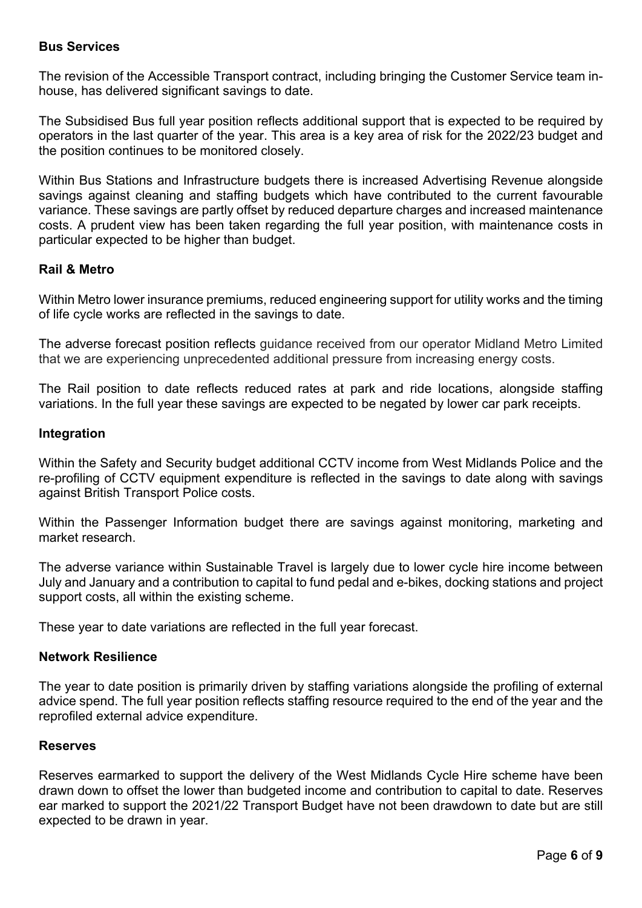**Bus Services**

The revision of the Accessible Transport contract, including bringing the Customer Service team in-house, has delivered significant savings to date.

The Subsidised Bus full year position reflects additional support that is expected to be required by operators in the last quarter of the year. This area is a key area of risk for the 2022/23 budget and the position continues to be monitored closely.

Within Bus Stations and Infrastructure budgets there is increased Advertising Revenue alongside savings against cleaning and staffing budgets which have contributed to the current favourable variance. These savings are partly offset by reduced departure charges and increased maintenance costs. A prudent view has been taken regarding the full year position, with maintenance costs in particular expected to be higher than budget.

**Rail & Metro**

Within Metro lower insurance premiums, reduced engineering support for utility works and the timing of life cycle works are reflected in the savings to date.

The adverse forecast position reflects guidance received from our operator Midland Metro Limited that we are experiencing unprecedented additional pressure from increasing energy costs.

The Rail position to date reflects reduced rates at park and ride locations, alongside staffing variations. In the full year these savings are expected to be negated by lower car park receipts.

**Integration**

Within the Safety and Security budget additional CCTV income from West Midlands Police and the re-profiling of CCTV equipment expenditure is reflected in the savings to date along with savings against British Transport Police costs.

Within the Passenger Information budget there are savings against monitoring, marketing and market research.

The adverse variance within Sustainable Travel is largely due to lower cycle hire income between July and January and a contribution to capital to fund pedal and e-bikes, docking stations and project support costs, all within the existing scheme.

These year to date variations are reflected in the full year forecast.

**Network Resilience**

The year to date position is primarily driven by staffing variations alongside the profiling of external advice spend. The full year position reflects staffing resource required to the end of the year and the reprofiled external advice expenditure.

**Reserves**

Reserves earmarked to support the delivery of the West Midlands Cycle Hire scheme have been drawn down to offset the lower than budgeted income and contribution to capital to date. Reserves ear marked to support the 2021/22 Transport Budget have not been drawdown to date but are still expected to be drawn in year.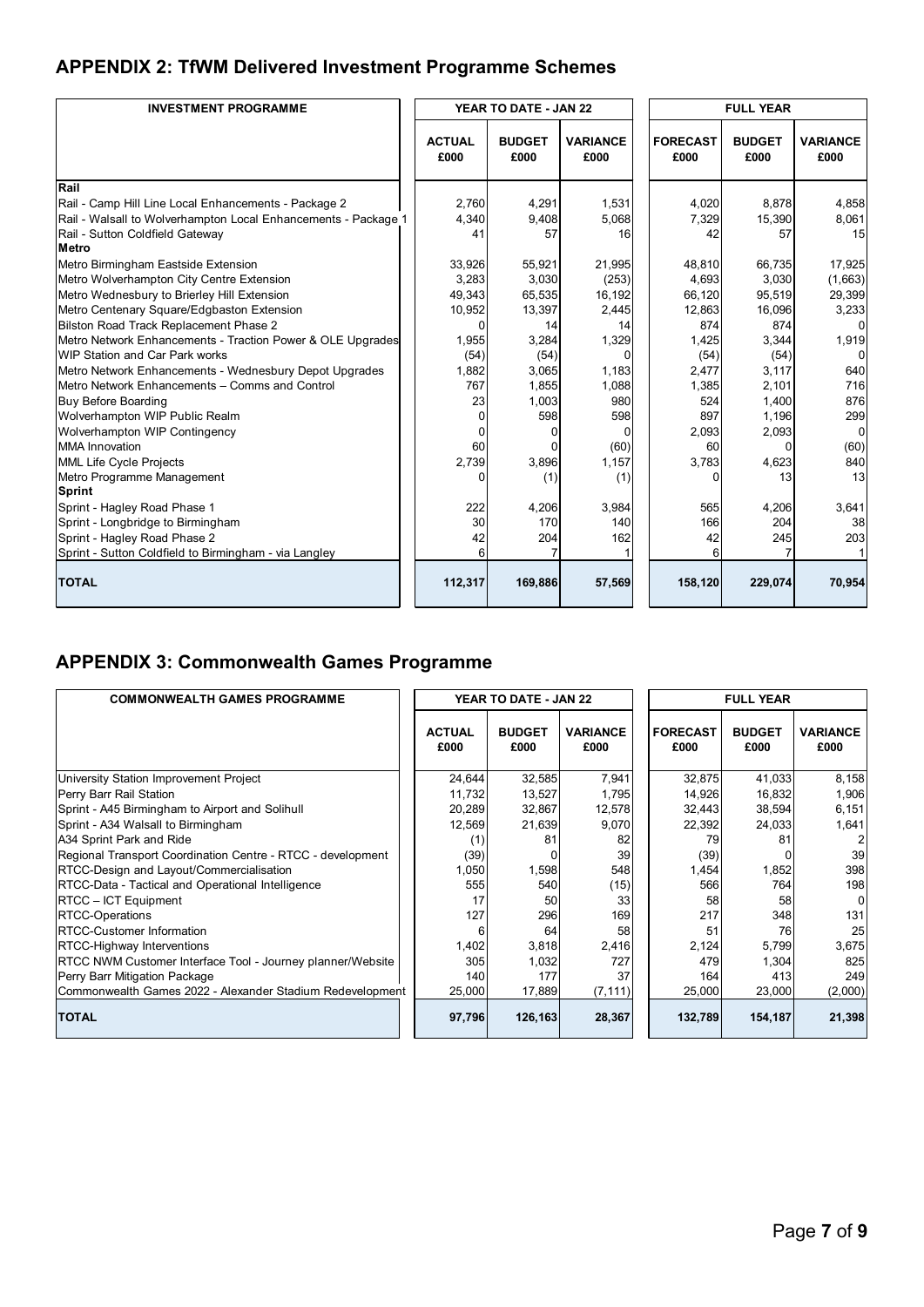## APPENDIX 2: TfWM Delivered Investment Programme Schemes

| INVESTMENT PROGRAMME | YEAR TO DATE - JAN 22 | | | FULL YEAR | | |
|---|---|---|---|---|---|---|
| | ACTUAL £000 | BUDGET £000 | VARIANCE £000 | FORECAST £000 | BUDGET £000 | VARIANCE £000 |
| **Rail** | | | | | | |
| Rail - Camp Hill Line Local Enhancements - Package 2 | 2,760 | 4,291 | 1,531 | 4,020 | 8,878 | 4,858 |
| Rail - Walsall to Wolverhampton Local Enhancements - Package 1 | 4,340 | 9,408 | 5,068 | 7,329 | 15,390 | 8,061 |
| Rail - Sutton Coldfield Gateway | 41 | 57 | 16 | 42 | 57 | 15 |
| **Metro** | | | | | | |
| Metro Birmingham Eastside Extension | 33,926 | 55,921 | 21,995 | 48,810 | 66,735 | 17,925 |
| Metro Wolverhampton City Centre Extension | 3,283 | 3,030 | (253) | 4,693 | 3,030 | (1,663) |
| Metro Wednesbury to Brierley Hill Extension | 49,343 | 65,535 | 16,192 | 66,120 | 95,519 | 29,399 |
| Metro Centenary Square/Edgbaston Extension | 10,952 | 13,397 | 2,445 | 12,863 | 16,096 | 3,233 |
| Bilston Road Track Replacement Phase 2 | 0 | 14 | 14 | 874 | 874 | 0 |
| Metro Network Enhancements - Traction Power & OLE Upgrades | 1,955 | 3,284 | 1,329 | 1,425 | 3,344 | 1,919 |
| WIP Station and Car Park works | (54) | (54) | 0 | (54) | (54) | 0 |
| Metro Network Enhancements - Wednesbury Depot Upgrades | 1,882 | 3,065 | 1,183 | 2,477 | 3,117 | 640 |
| Metro Network Enhancements – Comms and Control | 767 | 1,855 | 1,088 | 1,385 | 2,101 | 716 |
| Buy Before Boarding | 23 | 1,003 | 980 | 524 | 1,400 | 876 |
| Wolverhampton WIP Public Realm | 0 | 598 | 598 | 897 | 1,196 | 299 |
| Wolverhampton WIP Contingency | 0 | 0 | 0 | 2,093 | 2,093 | 0 |
| MMA Innovation | 60 | 0 | (60) | 60 | 0 | (60) |
| MML Life Cycle Projects | 2,739 | 3,896 | 1,157 | 3,783 | 4,623 | 840 |
| Metro Programme Management | 0 | (1) | (1) | 0 | 13 | 13 |
| **Sprint** | | | | | | |
| Sprint - Hagley Road Phase 1 | 222 | 4,206 | 3,984 | 565 | 4,206 | 3,641 |
| Sprint - Longbridge to Birmingham | 30 | 170 | 140 | 166 | 204 | 38 |
| Sprint - Hagley Road Phase 2 | 42 | 204 | 162 | 42 | 245 | 203 |
| Sprint - Sutton Coldfield to Birmingham - via Langley | 6 | 7 | 1 | 6 | 7 | 1 |
| **TOTAL** | **112,317** | **169,886** | **57,569** | **158,120** | **229,074** | **70,954** |

## APPENDIX 3: Commonwealth Games Programme

| COMMONWEALTH GAMES PROGRAMME | YEAR TO DATE - JAN 22 | | | FULL YEAR | | |
|---|---|---|---|---|---|---|
| | ACTUAL £000 | BUDGET £000 | VARIANCE £000 | FORECAST £000 | BUDGET £000 | VARIANCE £000 |
| University Station Improvement Project | 24,644 | 32,585 | 7,941 | 32,875 | 41,033 | 8,158 |
| Perry Barr Rail Station | 11,732 | 13,527 | 1,795 | 14,926 | 16,832 | 1,906 |
| Sprint - A45 Birmingham to Airport and Solihull | 20,289 | 32,867 | 12,578 | 32,443 | 38,594 | 6,151 |
| Sprint - A34 Walsall to Birmingham | 12,569 | 21,639 | 9,070 | 22,392 | 24,033 | 1,641 |
| A34 Sprint Park and Ride | (1) | 81 | 82 | 79 | 81 | 2 |
| Regional Transport Coordination Centre - RTCC - development | (39) | 0 | 39 | (39) | 0 | 39 |
| RTCC-Design and Layout/Commercialisation | 1,050 | 1,598 | 548 | 1,454 | 1,852 | 398 |
| RTCC-Data - Tactical and Operational Intelligence | 555 | 540 | (15) | 566 | 764 | 198 |
| RTCC – ICT Equipment | 17 | 50 | 33 | 58 | 58 | 0 |
| RTCC-Operations | 127 | 296 | 169 | 217 | 348 | 131 |
| RTCC-Customer Information | 6 | 64 | 58 | 51 | 76 | 25 |
| RTCC-Highway Interventions | 1,402 | 3,818 | 2,416 | 2,124 | 5,799 | 3,675 |
| RTCC NWM Customer Interface Tool - Journey planner/Website | 305 | 1,032 | 727 | 479 | 1,304 | 825 |
| Perry Barr Mitigation Package | 140 | 177 | 37 | 164 | 413 | 249 |
| Commonwealth Games 2022 - Alexander Stadium Redevelopment | 25,000 | 17,889 | (7,111) | 25,000 | 23,000 | (2,000) |
| **TOTAL** | **97,796** | **126,163** | **28,367** | **132,789** | **154,187** | **21,398** |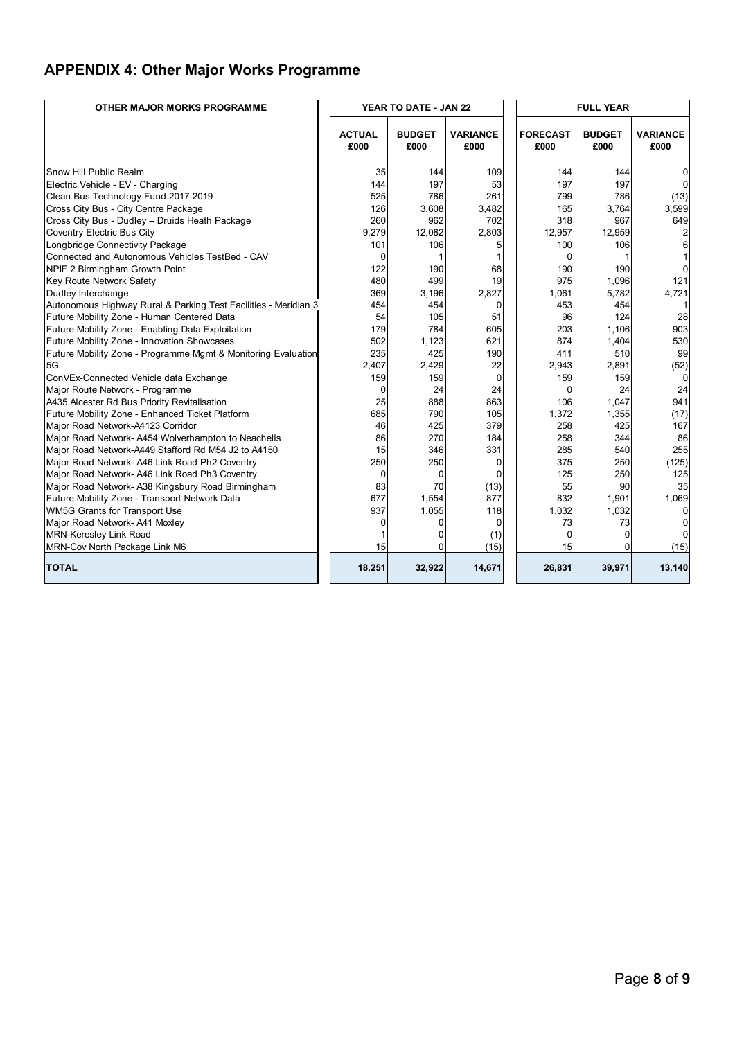## APPENDIX 4: Other Major Works Programme

| OTHER MAJOR MORKS PROGRAMME | YEAR TO DATE - JAN 22 | | | FULL YEAR | | |
|---|---|---|---|---|---|---|
| | ACTUAL £000 | BUDGET £000 | VARIANCE £000 | FORECAST £000 | BUDGET £000 | VARIANCE £000 |
| Snow Hill Public Realm | 35 | 144 | 109 | 144 | 144 | 0 |
| Electric Vehicle - EV - Charging | 144 | 197 | 53 | 197 | 197 | 0 |
| Clean Bus Technology Fund 2017-2019 | 525 | 786 | 261 | 799 | 786 | (13) |
| Cross City Bus - City Centre Package | 126 | 3,608 | 3,482 | 165 | 3,764 | 3,599 |
| Cross City Bus - Dudley – Druids Heath Package | 260 | 962 | 702 | 318 | 967 | 649 |
| Coventry Electric Bus City | 9,279 | 12,082 | 2,803 | 12,957 | 12,959 | 2 |
| Longbridge Connectivity Package | 101 | 106 | 5 | 100 | 106 | 6 |
| Connected and Autonomous Vehicles TestBed - CAV | 0 | 1 | 1 | 0 | 1 | 1 |
| NPIF 2 Birmingham Growth Point | 122 | 190 | 68 | 190 | 190 | 0 |
| Key Route Network Safety | 480 | 499 | 19 | 975 | 1,096 | 121 |
| Dudley Interchange | 369 | 3,196 | 2,827 | 1,061 | 5,782 | 4,721 |
| Autonomous Highway Rural & Parking Test Facilities - Meridian 3 | 454 | 454 | 0 | 453 | 454 | 1 |
| Future Mobility Zone - Human Centered Data | 54 | 105 | 51 | 96 | 124 | 28 |
| Future Mobility Zone - Enabling Data Exploitation | 179 | 784 | 605 | 203 | 1,106 | 903 |
| Future Mobility Zone - Innovation Showcases | 502 | 1,123 | 621 | 874 | 1,404 | 530 |
| Future Mobility Zone - Programme Mgmt & Monitoring Evaluation | 235 | 425 | 190 | 411 | 510 | 99 |
| 5G | 2,407 | 2,429 | 22 | 2,943 | 2,891 | (52) |
| ConVEx-Connected Vehicle data Exchange | 159 | 159 | 0 | 159 | 159 | 0 |
| Major Route Network - Programme | 0 | 24 | 24 | 0 | 24 | 24 |
| A435 Alcester Rd Bus Priority Revitalisation | 25 | 888 | 863 | 106 | 1,047 | 941 |
| Future Mobility Zone - Enhanced Ticket Platform | 685 | 790 | 105 | 1,372 | 1,355 | (17) |
| Major Road Network-A4123 Corridor | 46 | 425 | 379 | 258 | 425 | 167 |
| Major Road Network- A454 Wolverhampton to Neachells | 86 | 270 | 184 | 258 | 344 | 86 |
| Major Road Network-A449 Stafford Rd M54 J2 to A4150 | 15 | 346 | 331 | 285 | 540 | 255 |
| Major Road Network- A46 Link Road Ph2 Coventry | 250 | 250 | 0 | 375 | 250 | (125) |
| Major Road Network- A46 Link Road Ph3 Coventry | 0 | 0 | 0 | 125 | 250 | 125 |
| Major Road Network- A38 Kingsbury Road Birmingham | 83 | 70 | (13) | 55 | 90 | 35 |
| Future Mobility Zone - Transport Network Data | 677 | 1,554 | 877 | 832 | 1,901 | 1,069 |
| WM5G Grants for Transport Use | 937 | 1,055 | 118 | 1,032 | 1,032 | 0 |
| Major Road Network- A41 Moxley | 0 | 0 | 0 | 73 | 73 | 0 |
| MRN-Keresley Link Road | 1 | 0 | (1) | 0 | 0 | 0 |
| MRN-Cov North Package Link M6 | 15 | 0 | (15) | 15 | 0 | (15) |
| **TOTAL** | **18,251** | **32,922** | **14,671** | **26,831** | **39,971** | **13,140** |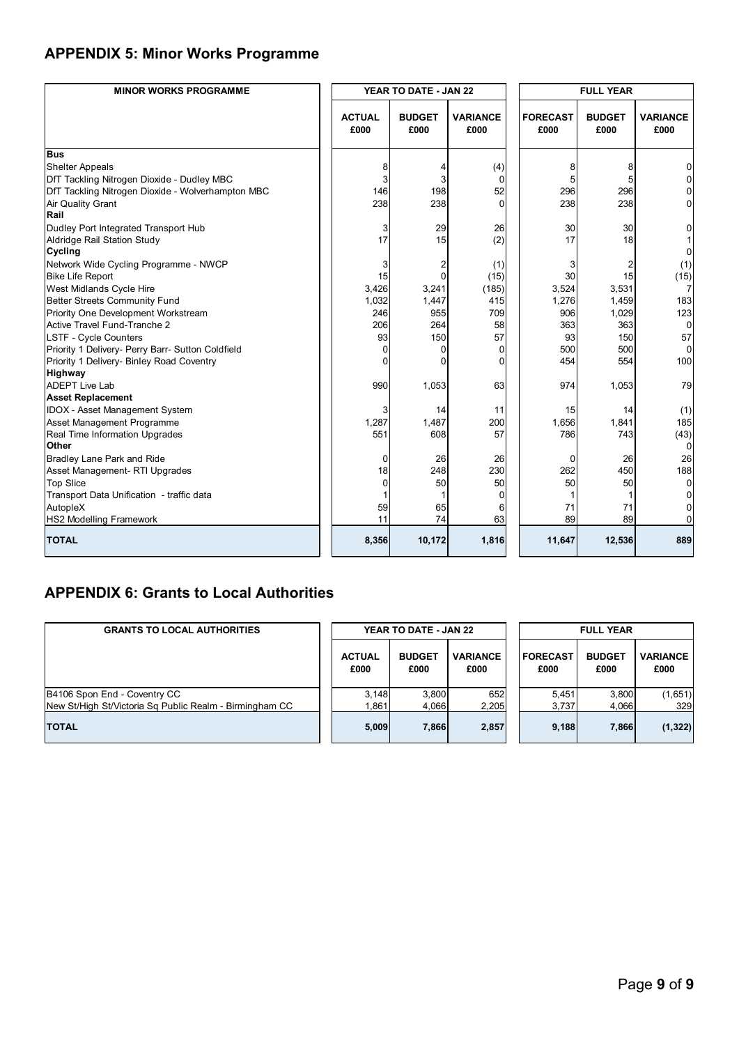## APPENDIX 5: Minor Works Programme

| MINOR WORKS PROGRAMME | YEAR TO DATE - JAN 22 | | | FULL YEAR | | |
|---|---|---|---|---|---|---|
| | ACTUAL £000 | BUDGET £000 | VARIANCE £000 | FORECAST £000 | BUDGET £000 | VARIANCE £000 |
| **Bus** | | | | | | |
| Shelter Appeals | 8 | 4 | (4) | 8 | 8 | 0 |
| DfT Tackling Nitrogen Dioxide - Dudley MBC | 3 | 3 | 0 | 5 | 5 | 0 |
| DfT Tackling Nitrogen Dioxide - Wolverhampton MBC | 146 | 198 | 52 | 296 | 296 | 0 |
| Air Quality Grant | 238 | 238 | 0 | 238 | 238 | 0 |
| **Rail** | | | | | | |
| Dudley Port Integrated Transport Hub | 3 | 29 | 26 | 30 | 30 | 0 |
| Aldridge Rail Station Study | 17 | 15 | (2) | 17 | 18 | 1 |
| **Cycling** | | | | | | 0 |
| Network Wide Cycling Programme - NWCP | 3 | 2 | (1) | 3 | 2 | (1) |
| Bike Life Report | 15 | 0 | (15) | 30 | 15 | (15) |
| West Midlands Cycle Hire | 3,426 | 3,241 | (185) | 3,524 | 3,531 | 7 |
| Better Streets Community Fund | 1,032 | 1,447 | 415 | 1,276 | 1,459 | 183 |
| Priority One Development Workstream | 246 | 955 | 709 | 906 | 1,029 | 123 |
| Active Travel Fund-Tranche 2 | 206 | 264 | 58 | 363 | 363 | 0 |
| LSTF - Cycle Counters | 93 | 150 | 57 | 93 | 150 | 57 |
| Priority 1 Delivery- Perry Barr- Sutton Coldfield | 0 | 0 | 0 | 500 | 500 | 0 |
| Priority 1 Delivery- Binley Road Coventry | 0 | 0 | 0 | 454 | 554 | 100 |
| **Highway** | | | | | | |
| ADEPT Live Lab | 990 | 1,053 | 63 | 974 | 1,053 | 79 |
| **Asset Replacement** | | | | | | |
| IDOX - Asset Management System | 3 | 14 | 11 | 15 | 14 | (1) |
| Asset Management Programme | 1,287 | 1,487 | 200 | 1,656 | 1,841 | 185 |
| Real Time Information Upgrades | 551 | 608 | 57 | 786 | 743 | (43) |
| **Other** | | | | | | 0 |
| Bradley Lane Park and Ride | 0 | 26 | 26 | 0 | 26 | 26 |
| Asset Management- RTI Upgrades | 18 | 248 | 230 | 262 | 450 | 188 |
| Top Slice | 0 | 50 | 50 | 50 | 50 | 0 |
| Transport Data Unification - traffic data | 1 | 1 | 0 | 1 | 1 | 0 |
| AutopleX | 59 | 65 | 6 | 71 | 71 | 0 |
| HS2 Modelling Framework | 11 | 74 | 63 | 89 | 89 | 0 |
| **TOTAL** | **8,356** | **10,172** | **1,816** | **11,647** | **12,536** | **889** |

## APPENDIX 6: Grants to Local Authorities

| GRANTS TO LOCAL AUTHORITIES | YEAR TO DATE - JAN 22 | | | FULL YEAR | | |
|---|---|---|---|---|---|---|
| | ACTUAL £000 | BUDGET £000 | VARIANCE £000 | FORECAST £000 | BUDGET £000 | VARIANCE £000 |
| B4106 Spon End - Coventry CC | 3,148 | 3,800 | 652 | 5,451 | 3,800 | (1,651) |
| New St/High St/Victoria Sq Public Realm - Birmingham CC | 1,861 | 4,066 | 2,205 | 3,737 | 4,066 | 329 |
| **TOTAL** | **5,009** | **7,866** | **2,857** | **9,188** | **7,866** | **(1,322)** |